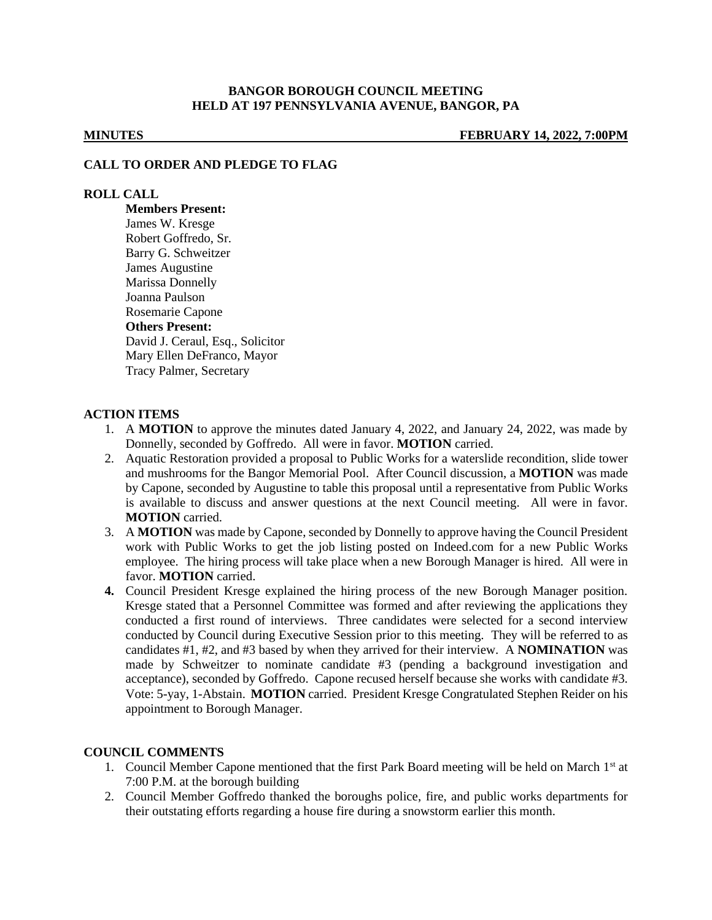# BANGOR BOROUGH COUNCIL MEETING
# HELD AT 197 PENNSYLVANIA AVENUE, BANGOR, PA

**MINUTES** **FEBRUARY 14, 2022, 7:00PM**

## CALL TO ORDER AND PLEDGE TO FLAG

## ROLL CALL

**Members Present:**
James W. Kresge
Robert Goffredo, Sr.
Barry G. Schweitzer
James Augustine
Marissa Donnelly
Joanna Paulson
Rosemarie Capone
**Others Present:**
David J. Ceraul, Esq., Solicitor
Mary Ellen DeFranco, Mayor
Tracy Palmer, Secretary

## ACTION ITEMS

1. A **MOTION** to approve the minutes dated January 4, 2022, and January 24, 2022, was made by Donnelly, seconded by Goffredo. All were in favor. **MOTION** carried.
2. Aquatic Restoration provided a proposal to Public Works for a waterslide recondition, slide tower and mushrooms for the Bangor Memorial Pool. After Council discussion, a **MOTION** was made by Capone, seconded by Augustine to table this proposal until a representative from Public Works is available to discuss and answer questions at the next Council meeting. All were in favor. **MOTION** carried.
3. A **MOTION** was made by Capone, seconded by Donnelly to approve having the Council President work with Public Works to get the job listing posted on Indeed.com for a new Public Works employee. The hiring process will take place when a new Borough Manager is hired. All were in favor. **MOTION** carried.
4. Council President Kresge explained the hiring process of the new Borough Manager position. Kresge stated that a Personnel Committee was formed and after reviewing the applications they conducted a first round of interviews. Three candidates were selected for a second interview conducted by Council during Executive Session prior to this meeting. They will be referred to as candidates #1, #2, and #3 based by when they arrived for their interview. A **NOMINATION** was made by Schweitzer to nominate candidate #3 (pending a background investigation and acceptance), seconded by Goffredo. Capone recused herself because she works with candidate #3. Vote: 5-yay, 1-Abstain. **MOTION** carried. President Kresge Congratulated Stephen Reider on his appointment to Borough Manager.

## COUNCIL COMMENTS

1. Council Member Capone mentioned that the first Park Board meeting will be held on March 1st at 7:00 P.M. at the borough building
2. Council Member Goffredo thanked the boroughs police, fire, and public works departments for their outstating efforts regarding a house fire during a snowstorm earlier this month.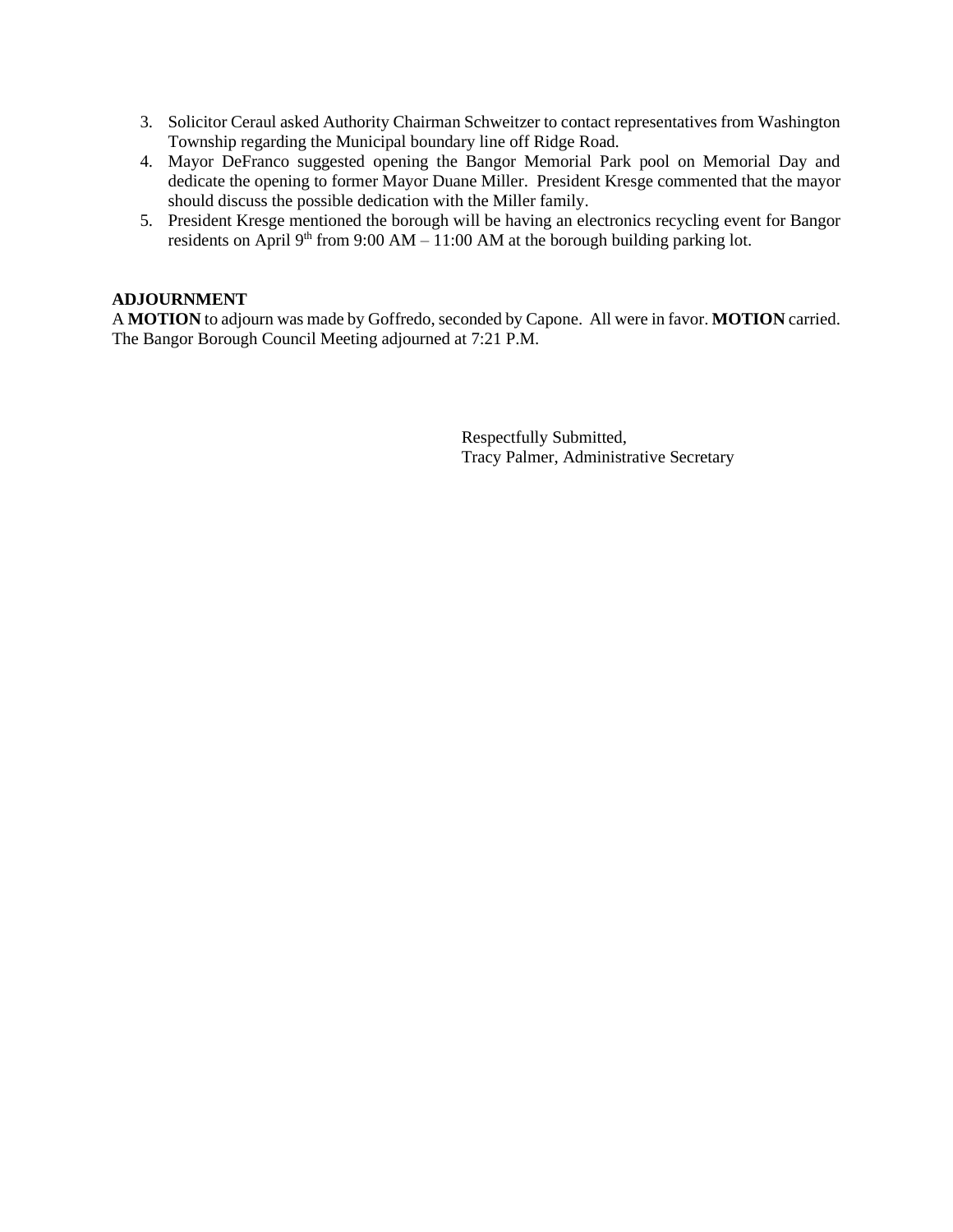3. Solicitor Ceraul asked Authority Chairman Schweitzer to contact representatives from Washington Township regarding the Municipal boundary line off Ridge Road.
4. Mayor DeFranco suggested opening the Bangor Memorial Park pool on Memorial Day and dedicate the opening to former Mayor Duane Miller. President Kresge commented that the mayor should discuss the possible dedication with the Miller family.
5. President Kresge mentioned the borough will be having an electronics recycling event for Bangor residents on April 9th from 9:00 AM – 11:00 AM at the borough building parking lot.

**ADJOURNMENT**

A **MOTION** to adjourn was made by Goffredo, seconded by Capone. All were in favor. **MOTION** carried. The Bangor Borough Council Meeting adjourned at 7:21 P.M.

Respectfully Submitted,
Tracy Palmer, Administrative Secretary